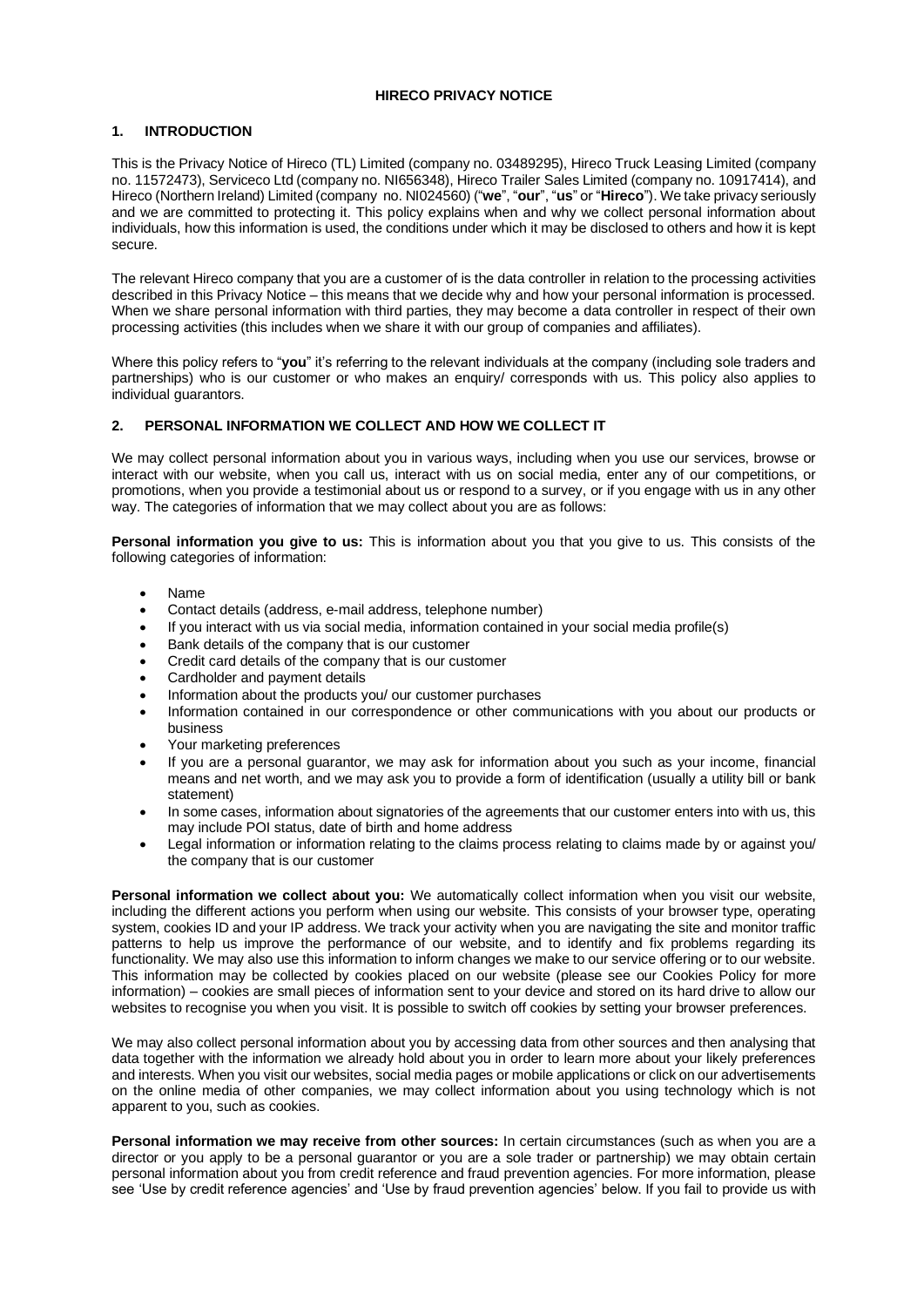# HIRECO PRIVACY NOTICE

## 1. INTRODUCTION

This is the Privacy Notice of Hireco (TL) Limited (company no. 03489295), Hireco Truck Leasing Limited (company no. 11572473), Serviceco Ltd (company no. NI656348), Hireco Trailer Sales Limited (company no. 10917414), and Hireco (Northern Ireland) Limited (company no. NI024560) ("**we**", "**our**", "**us**" or "**Hireco**"). We take privacy seriously and we are committed to protecting it. This policy explains when and why we collect personal information about individuals, how this information is used, the conditions under which it may be disclosed to others and how it is kept secure.

The relevant Hireco company that you are a customer of is the data controller in relation to the processing activities described in this Privacy Notice – this means that we decide why and how your personal information is processed. When we share personal information with third parties, they may become a data controller in respect of their own processing activities (this includes when we share it with our group of companies and affiliates).

Where this policy refers to "**you**" it's referring to the relevant individuals at the company (including sole traders and partnerships) who is our customer or who makes an enquiry/ corresponds with us. This policy also applies to individual guarantors.

## 2. PERSONAL INFORMATION WE COLLECT AND HOW WE COLLECT IT

We may collect personal information about you in various ways, including when you use our services, browse or interact with our website, when you call us, interact with us on social media, enter any of our competitions, or promotions, when you provide a testimonial about us or respond to a survey, or if you engage with us in any other way. The categories of information that we may collect about you are as follows:

**Personal information you give to us:** This is information about you that you give to us. This consists of the following categories of information:

- Name
- Contact details (address, e-mail address, telephone number)
- If you interact with us via social media, information contained in your social media profile(s)
- Bank details of the company that is our customer
- Credit card details of the company that is our customer
- Cardholder and payment details
- Information about the products you/ our customer purchases
- Information contained in our correspondence or other communications with you about our products or business
- Your marketing preferences
- If you are a personal guarantor, we may ask for information about you such as your income, financial means and net worth, and we may ask you to provide a form of identification (usually a utility bill or bank statement)
- In some cases, information about signatories of the agreements that our customer enters into with us, this may include POI status, date of birth and home address
- Legal information or information relating to the claims process relating to claims made by or against you/ the company that is our customer

**Personal information we collect about you:** We automatically collect information when you visit our website, including the different actions you perform when using our website. This consists of your browser type, operating system, cookies ID and your IP address. We track your activity when you are navigating the site and monitor traffic patterns to help us improve the performance of our website, and to identify and fix problems regarding its functionality. We may also use this information to inform changes we make to our service offering or to our website. This information may be collected by cookies placed on our website (please see our Cookies Policy for more information) – cookies are small pieces of information sent to your device and stored on its hard drive to allow our websites to recognise you when you visit. It is possible to switch off cookies by setting your browser preferences.

We may also collect personal information about you by accessing data from other sources and then analysing that data together with the information we already hold about you in order to learn more about your likely preferences and interests. When you visit our websites, social media pages or mobile applications or click on our advertisements on the online media of other companies, we may collect information about you using technology which is not apparent to you, such as cookies.

**Personal information we may receive from other sources:** In certain circumstances (such as when you are a director or you apply to be a personal guarantor or you are a sole trader or partnership) we may obtain certain personal information about you from credit reference and fraud prevention agencies. For more information, please see 'Use by credit reference agencies' and 'Use by fraud prevention agencies' below. If you fail to provide us with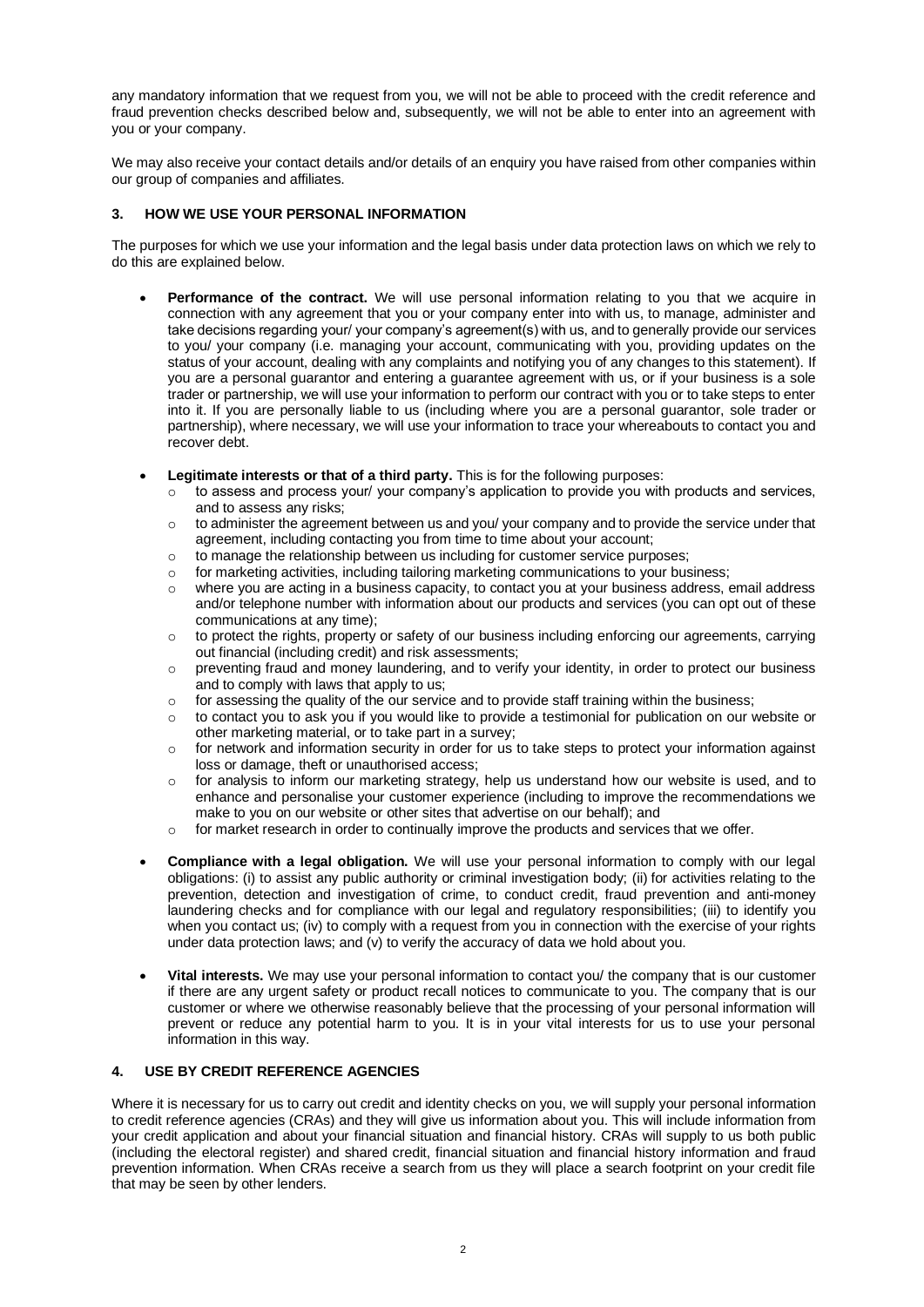any mandatory information that we request from you, we will not be able to proceed with the credit reference and fraud prevention checks described below and, subsequently, we will not be able to enter into an agreement with you or your company.

We may also receive your contact details and/or details of an enquiry you have raised from other companies within our group of companies and affiliates.

## 3. HOW WE USE YOUR PERSONAL INFORMATION

The purposes for which we use your information and the legal basis under data protection laws on which we rely to do this are explained below.

- **Performance of the contract.** We will use personal information relating to you that we acquire in connection with any agreement that you or your company enter into with us, to manage, administer and take decisions regarding your/ your company's agreement(s) with us, and to generally provide our services to you/ your company (i.e. managing your account, communicating with you, providing updates on the status of your account, dealing with any complaints and notifying you of any changes to this statement). If you are a personal guarantor and entering a guarantee agreement with us, or if your business is a sole trader or partnership, we will use your information to perform our contract with you or to take steps to enter into it. If you are personally liable to us (including where you are a personal guarantor, sole trader or partnership), where necessary, we will use your information to trace your whereabouts to contact you and recover debt.

- **Legitimate interests or that of a third party.** This is for the following purposes:
  - to assess and process your/ your company's application to provide you with products and services, and to assess any risks;
  - to administer the agreement between us and you/ your company and to provide the service under that agreement, including contacting you from time to time about your account;
  - to manage the relationship between us including for customer service purposes;
  - for marketing activities, including tailoring marketing communications to your business;
  - where you are acting in a business capacity, to contact you at your business address, email address and/or telephone number with information about our products and services (you can opt out of these communications at any time);
  - to protect the rights, property or safety of our business including enforcing our agreements, carrying out financial (including credit) and risk assessments;
  - preventing fraud and money laundering, and to verify your identity, in order to protect our business and to comply with laws that apply to us;
  - for assessing the quality of the our service and to provide staff training within the business;
  - to contact you to ask you if you would like to provide a testimonial for publication on our website or other marketing material, or to take part in a survey;
  - for network and information security in order for us to take steps to protect your information against loss or damage, theft or unauthorised access;
  - for analysis to inform our marketing strategy, help us understand how our website is used, and to enhance and personalise your customer experience (including to improve the recommendations we make to you on our website or other sites that advertise on our behalf); and
  - for market research in order to continually improve the products and services that we offer.

- **Compliance with a legal obligation.** We will use your personal information to comply with our legal obligations: (i) to assist any public authority or criminal investigation body; (ii) for activities relating to the prevention, detection and investigation of crime, to conduct credit, fraud prevention and anti-money laundering checks and for compliance with our legal and regulatory responsibilities; (iii) to identify you when you contact us; (iv) to comply with a request from you in connection with the exercise of your rights under data protection laws; and (v) to verify the accuracy of data we hold about you.

- **Vital interests.** We may use your personal information to contact you/ the company that is our customer if there are any urgent safety or product recall notices to communicate to you. The company that is our customer or where we otherwise reasonably believe that the processing of your personal information will prevent or reduce any potential harm to you. It is in your vital interests for us to use your personal information in this way.

## 4. USE BY CREDIT REFERENCE AGENCIES

Where it is necessary for us to carry out credit and identity checks on you, we will supply your personal information to credit reference agencies (CRAs) and they will give us information about you. This will include information from your credit application and about your financial situation and financial history. CRAs will supply to us both public (including the electoral register) and shared credit, financial situation and financial history information and fraud prevention information. When CRAs receive a search from us they will place a search footprint on your credit file that may be seen by other lenders.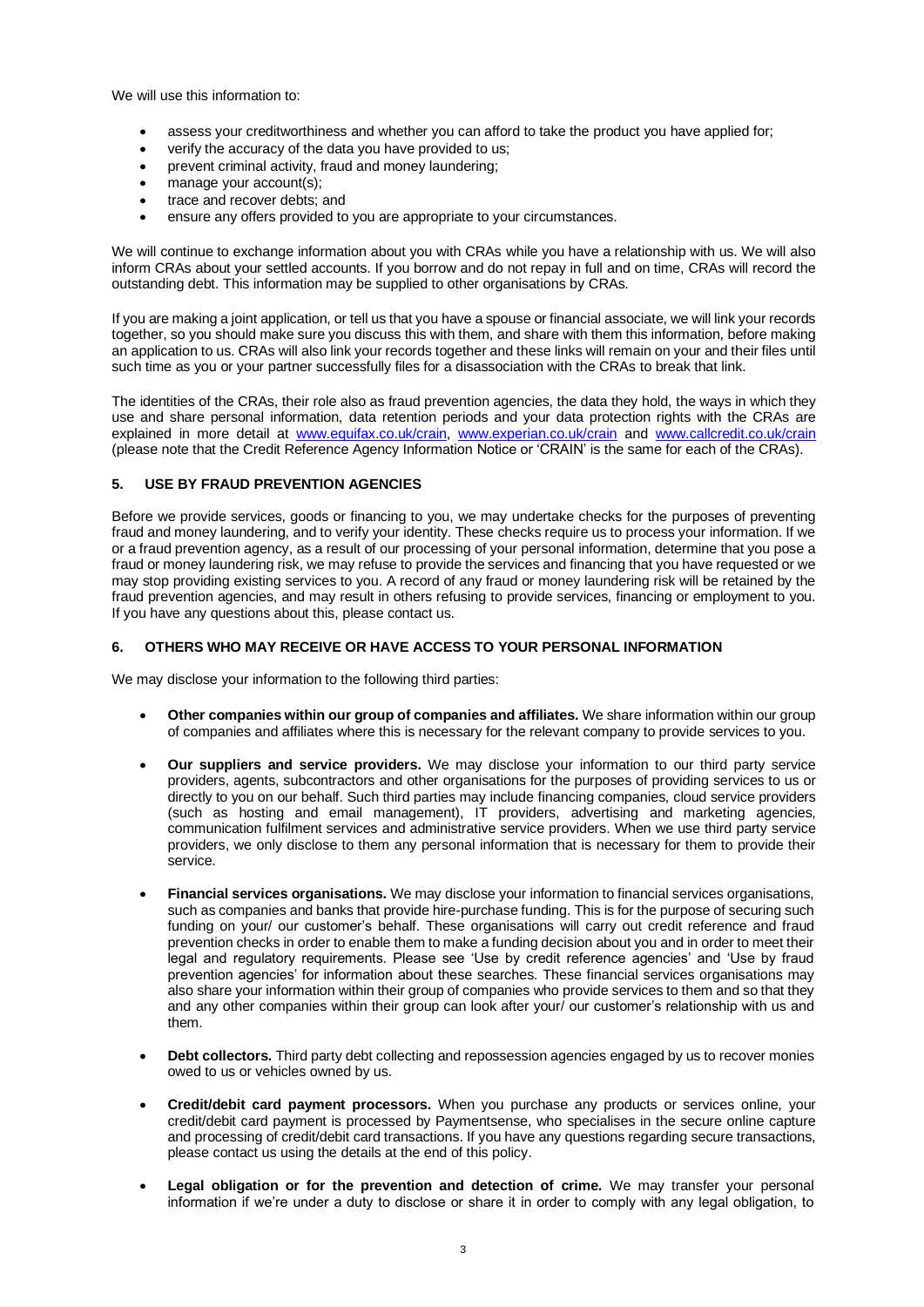We will use this information to:

- assess your creditworthiness and whether you can afford to take the product you have applied for;
- verify the accuracy of the data you have provided to us;
- prevent criminal activity, fraud and money laundering;
- manage your account(s);
- trace and recover debts; and
- ensure any offers provided to you are appropriate to your circumstances.

We will continue to exchange information about you with CRAs while you have a relationship with us. We will also inform CRAs about your settled accounts. If you borrow and do not repay in full and on time, CRAs will record the outstanding debt. This information may be supplied to other organisations by CRAs.

If you are making a joint application, or tell us that you have a spouse or financial associate, we will link your records together, so you should make sure you discuss this with them, and share with them this information, before making an application to us. CRAs will also link your records together and these links will remain on your and their files until such time as you or your partner successfully files for a disassociation with the CRAs to break that link.

The identities of the CRAs, their role also as fraud prevention agencies, the data they hold, the ways in which they use and share personal information, data retention periods and your data protection rights with the CRAs are explained in more detail at www.equifax.co.uk/crain, www.experian.co.uk/crain and www.callcredit.co.uk/crain (please note that the Credit Reference Agency Information Notice or 'CRAIN' is the same for each of the CRAs).

## 5. USE BY FRAUD PREVENTION AGENCIES

Before we provide services, goods or financing to you, we may undertake checks for the purposes of preventing fraud and money laundering, and to verify your identity. These checks require us to process your information. If we or a fraud prevention agency, as a result of our processing of your personal information, determine that you pose a fraud or money laundering risk, we may refuse to provide the services and financing that you have requested or we may stop providing existing services to you. A record of any fraud or money laundering risk will be retained by the fraud prevention agencies, and may result in others refusing to provide services, financing or employment to you. If you have any questions about this, please contact us.

## 6. OTHERS WHO MAY RECEIVE OR HAVE ACCESS TO YOUR PERSONAL INFORMATION

We may disclose your information to the following third parties:

- **Other companies within our group of companies and affiliates.** We share information within our group of companies and affiliates where this is necessary for the relevant company to provide services to you.

- **Our suppliers and service providers.** We may disclose your information to our third party service providers, agents, subcontractors and other organisations for the purposes of providing services to us or directly to you on our behalf. Such third parties may include financing companies, cloud service providers (such as hosting and email management), IT providers, advertising and marketing agencies, communication fulfilment services and administrative service providers. When we use third party service providers, we only disclose to them any personal information that is necessary for them to provide their service.

- **Financial services organisations.** We may disclose your information to financial services organisations, such as companies and banks that provide hire-purchase funding. This is for the purpose of securing such funding on your/ our customer's behalf. These organisations will carry out credit reference and fraud prevention checks in order to enable them to make a funding decision about you and in order to meet their legal and regulatory requirements. Please see 'Use by credit reference agencies' and 'Use by fraud prevention agencies' for information about these searches. These financial services organisations may also share your information within their group of companies who provide services to them and so that they and any other companies within their group can look after your/ our customer's relationship with us and them.

- **Debt collectors.** Third party debt collecting and repossession agencies engaged by us to recover monies owed to us or vehicles owned by us.

- **Credit/debit card payment processors.** When you purchase any products or services online, your credit/debit card payment is processed by Paymentsense, who specialises in the secure online capture and processing of credit/debit card transactions. If you have any questions regarding secure transactions, please contact us using the details at the end of this policy.

- **Legal obligation or for the prevention and detection of crime.** We may transfer your personal information if we're under a duty to disclose or share it in order to comply with any legal obligation, to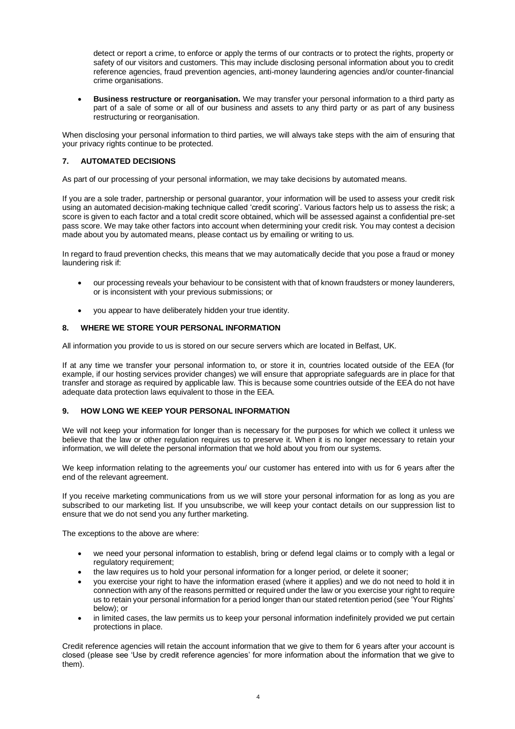detect or report a crime, to enforce or apply the terms of our contracts or to protect the rights, property or safety of our visitors and customers. This may include disclosing personal information about you to credit reference agencies, fraud prevention agencies, anti-money laundering agencies and/or counter-financial crime organisations.

- **Business restructure or reorganisation.** We may transfer your personal information to a third party as part of a sale of some or all of our business and assets to any third party or as part of any business restructuring or reorganisation.

When disclosing your personal information to third parties, we will always take steps with the aim of ensuring that your privacy rights continue to be protected.

## 7. AUTOMATED DECISIONS

As part of our processing of your personal information, we may take decisions by automated means.

If you are a sole trader, partnership or personal guarantor, your information will be used to assess your credit risk using an automated decision-making technique called 'credit scoring'. Various factors help us to assess the risk; a score is given to each factor and a total credit score obtained, which will be assessed against a confidential pre-set pass score. We may take other factors into account when determining your credit risk. You may contest a decision made about you by automated means, please contact us by emailing or writing to us.

In regard to fraud prevention checks, this means that we may automatically decide that you pose a fraud or money laundering risk if:

- our processing reveals your behaviour to be consistent with that of known fraudsters or money launderers, or is inconsistent with your previous submissions; or
- you appear to have deliberately hidden your true identity.

## 8. WHERE WE STORE YOUR PERSONAL INFORMATION

All information you provide to us is stored on our secure servers which are located in Belfast, UK.

If at any time we transfer your personal information to, or store it in, countries located outside of the EEA (for example, if our hosting services provider changes) we will ensure that appropriate safeguards are in place for that transfer and storage as required by applicable law. This is because some countries outside of the EEA do not have adequate data protection laws equivalent to those in the EEA.

## 9. HOW LONG WE KEEP YOUR PERSONAL INFORMATION

We will not keep your information for longer than is necessary for the purposes for which we collect it unless we believe that the law or other regulation requires us to preserve it. When it is no longer necessary to retain your information, we will delete the personal information that we hold about you from our systems.

We keep information relating to the agreements you/ our customer has entered into with us for 6 years after the end of the relevant agreement.

If you receive marketing communications from us we will store your personal information for as long as you are subscribed to our marketing list. If you unsubscribe, we will keep your contact details on our suppression list to ensure that we do not send you any further marketing.

The exceptions to the above are where:

- we need your personal information to establish, bring or defend legal claims or to comply with a legal or regulatory requirement;
- the law requires us to hold your personal information for a longer period, or delete it sooner;
- you exercise your right to have the information erased (where it applies) and we do not need to hold it in connection with any of the reasons permitted or required under the law or you exercise your right to require us to retain your personal information for a period longer than our stated retention period (see 'Your Rights' below); or
- in limited cases, the law permits us to keep your personal information indefinitely provided we put certain protections in place.

Credit reference agencies will retain the account information that we give to them for 6 years after your account is closed (please see 'Use by credit reference agencies' for more information about the information that we give to them).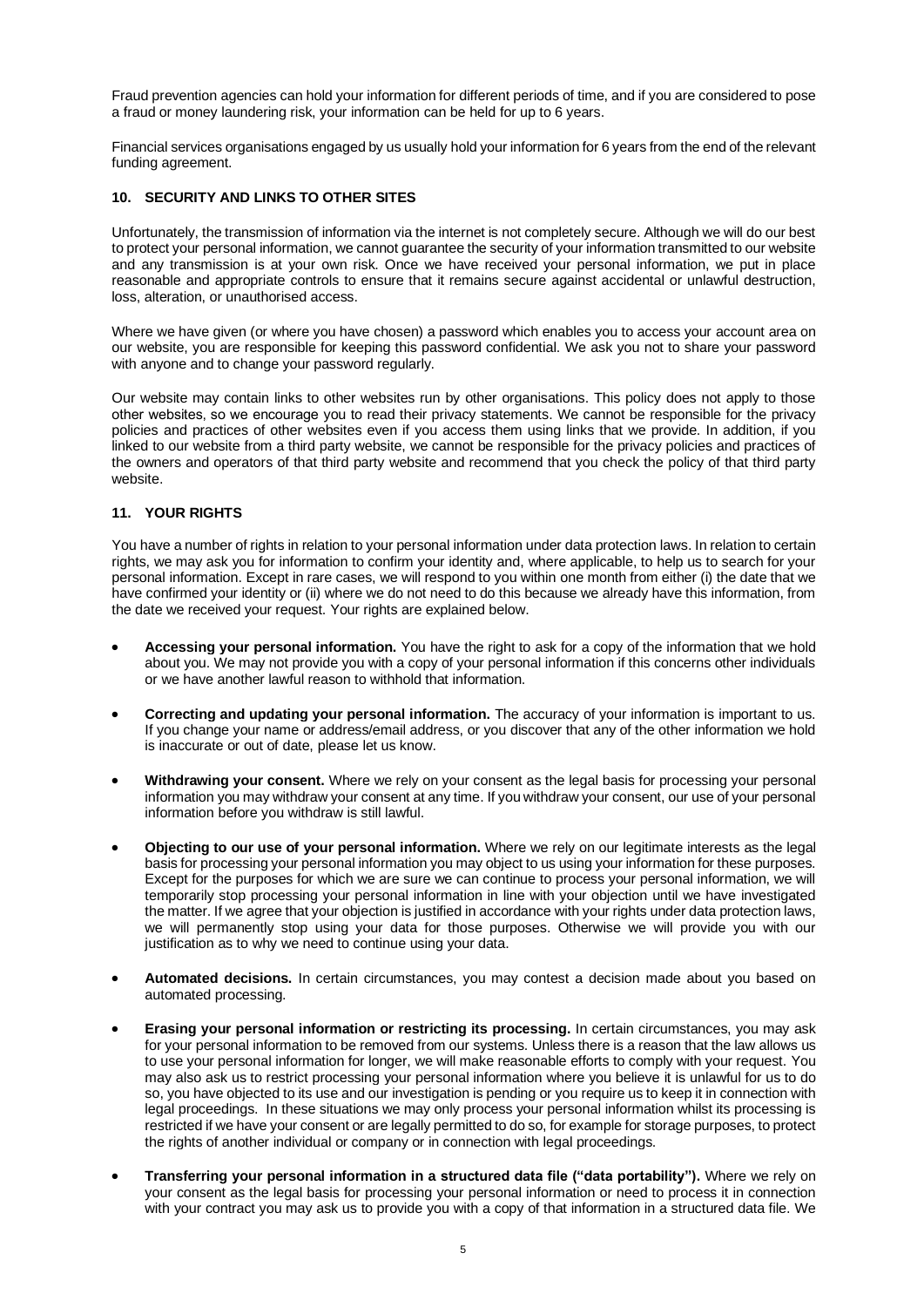Fraud prevention agencies can hold your information for different periods of time, and if you are considered to pose a fraud or money laundering risk, your information can be held for up to 6 years.

Financial services organisations engaged by us usually hold your information for 6 years from the end of the relevant funding agreement.

## 10. SECURITY AND LINKS TO OTHER SITES

Unfortunately, the transmission of information via the internet is not completely secure. Although we will do our best to protect your personal information, we cannot guarantee the security of your information transmitted to our website and any transmission is at your own risk. Once we have received your personal information, we put in place reasonable and appropriate controls to ensure that it remains secure against accidental or unlawful destruction, loss, alteration, or unauthorised access.

Where we have given (or where you have chosen) a password which enables you to access your account area on our website, you are responsible for keeping this password confidential. We ask you not to share your password with anyone and to change your password regularly.

Our website may contain links to other websites run by other organisations. This policy does not apply to those other websites, so we encourage you to read their privacy statements. We cannot be responsible for the privacy policies and practices of other websites even if you access them using links that we provide. In addition, if you linked to our website from a third party website, we cannot be responsible for the privacy policies and practices of the owners and operators of that third party website and recommend that you check the policy of that third party website.

## 11. YOUR RIGHTS

You have a number of rights in relation to your personal information under data protection laws. In relation to certain rights, we may ask you for information to confirm your identity and, where applicable, to help us to search for your personal information. Except in rare cases, we will respond to you within one month from either (i) the date that we have confirmed your identity or (ii) where we do not need to do this because we already have this information, from the date we received your request. Your rights are explained below.

- **Accessing your personal information.** You have the right to ask for a copy of the information that we hold about you. We may not provide you with a copy of your personal information if this concerns other individuals or we have another lawful reason to withhold that information.
- **Correcting and updating your personal information.** The accuracy of your information is important to us. If you change your name or address/email address, or you discover that any of the other information we hold is inaccurate or out of date, please let us know.
- **Withdrawing your consent.** Where we rely on your consent as the legal basis for processing your personal information you may withdraw your consent at any time. If you withdraw your consent, our use of your personal information before you withdraw is still lawful.
- **Objecting to our use of your personal information.** Where we rely on our legitimate interests as the legal basis for processing your personal information you may object to us using your information for these purposes. Except for the purposes for which we are sure we can continue to process your personal information, we will temporarily stop processing your personal information in line with your objection until we have investigated the matter. If we agree that your objection is justified in accordance with your rights under data protection laws, we will permanently stop using your data for those purposes. Otherwise we will provide you with our justification as to why we need to continue using your data.
- **Automated decisions.** In certain circumstances, you may contest a decision made about you based on automated processing.
- **Erasing your personal information or restricting its processing.** In certain circumstances, you may ask for your personal information to be removed from our systems. Unless there is a reason that the law allows us to use your personal information for longer, we will make reasonable efforts to comply with your request. You may also ask us to restrict processing your personal information where you believe it is unlawful for us to do so, you have objected to its use and our investigation is pending or you require us to keep it in connection with legal proceedings. In these situations we may only process your personal information whilst its processing is restricted if we have your consent or are legally permitted to do so, for example for storage purposes, to protect the rights of another individual or company or in connection with legal proceedings.
- **Transferring your personal information in a structured data file ("data portability").** Where we rely on your consent as the legal basis for processing your personal information or need to process it in connection with your contract you may ask us to provide you with a copy of that information in a structured data file. We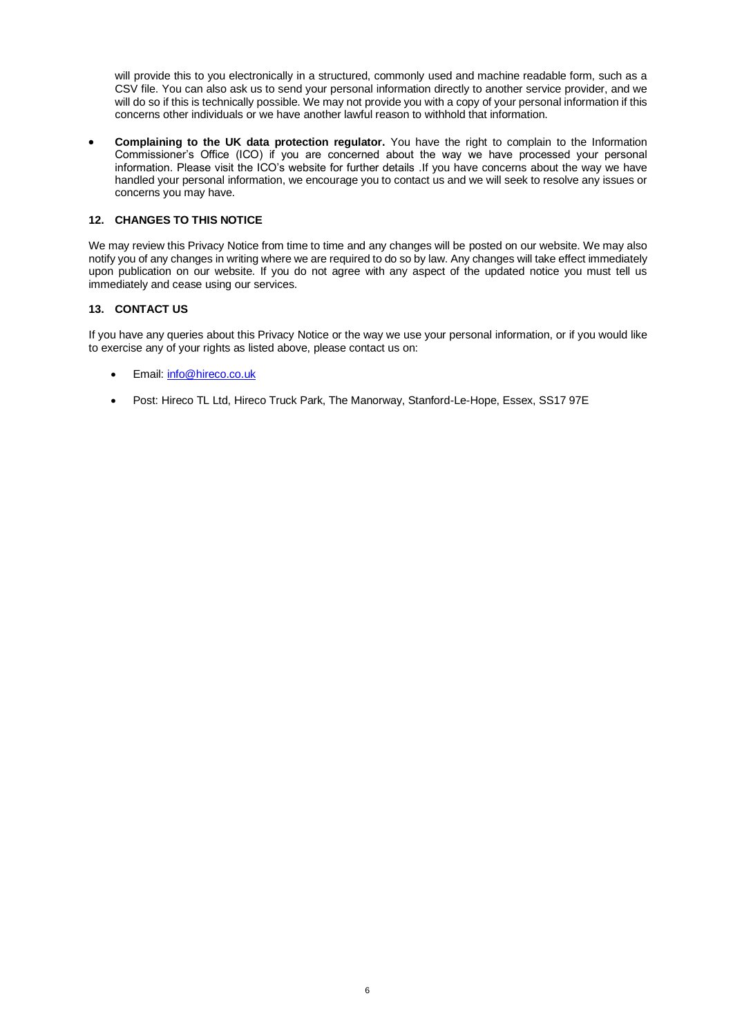will provide this to you electronically in a structured, commonly used and machine readable form, such as a CSV file. You can also ask us to send your personal information directly to another service provider, and we will do so if this is technically possible. We may not provide you with a copy of your personal information if this concerns other individuals or we have another lawful reason to withhold that information.

- **Complaining to the UK data protection regulator.** You have the right to complain to the Information Commissioner's Office (ICO) if you are concerned about the way we have processed your personal information. Please visit the ICO's website for further details .If you have concerns about the way we have handled your personal information, we encourage you to contact us and we will seek to resolve any issues or concerns you may have.

## 12. CHANGES TO THIS NOTICE

We may review this Privacy Notice from time to time and any changes will be posted on our website. We may also notify you of any changes in writing where we are required to do so by law. Any changes will take effect immediately upon publication on our website. If you do not agree with any aspect of the updated notice you must tell us immediately and cease using our services.

## 13. CONTACT US

If you have any queries about this Privacy Notice or the way we use your personal information, or if you would like to exercise any of your rights as listed above, please contact us on:

- Email: info@hireco.co.uk
- Post: Hireco TL Ltd, Hireco Truck Park, The Manorway, Stanford-Le-Hope, Essex, SS17 97E